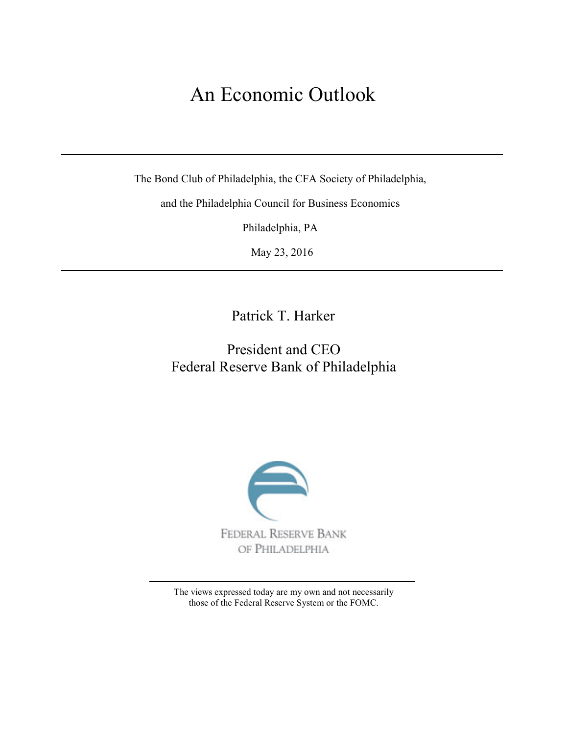# An Economic Outlook

---

The Bond Club of Philadelphia, the CFA Society of Philadelphia,

and the Philadelphia Council for Business Economics

Philadelphia, PA

May 23, 2016

---

Patrick T. Harker

President and CEO
Federal Reserve Bank of Philadelphia

FEDERAL RESERVE BANK
OF PHILADELPHIA

---

The views expressed today are my own and not necessarily those of the Federal Reserve System or the FOMC.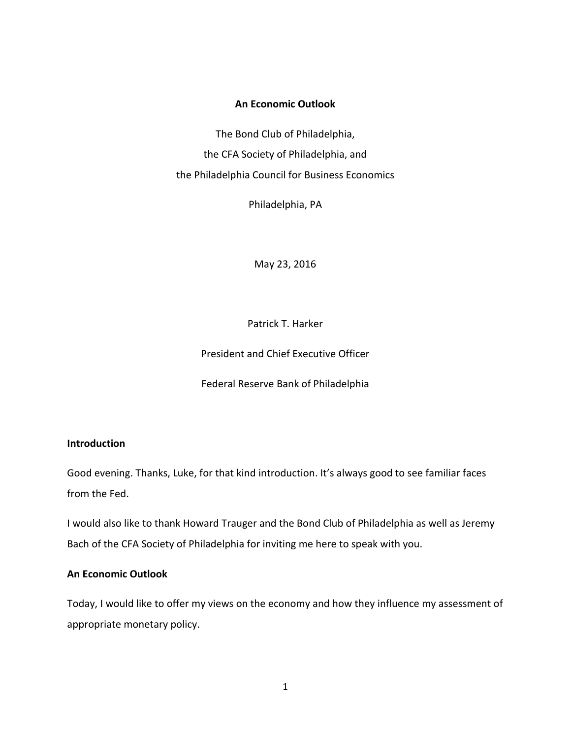**An Economic Outlook**

The Bond Club of Philadelphia,

the CFA Society of Philadelphia, and

the Philadelphia Council for Business Economics

Philadelphia, PA

May 23, 2016

Patrick T. Harker

President and Chief Executive Officer

Federal Reserve Bank of Philadelphia

## Introduction

Good evening. Thanks, Luke, for that kind introduction. It's always good to see familiar faces from the Fed.

I would also like to thank Howard Trauger and the Bond Club of Philadelphia as well as Jeremy Bach of the CFA Society of Philadelphia for inviting me here to speak with you.

## An Economic Outlook

Today, I would like to offer my views on the economy and how they influence my assessment of appropriate monetary policy.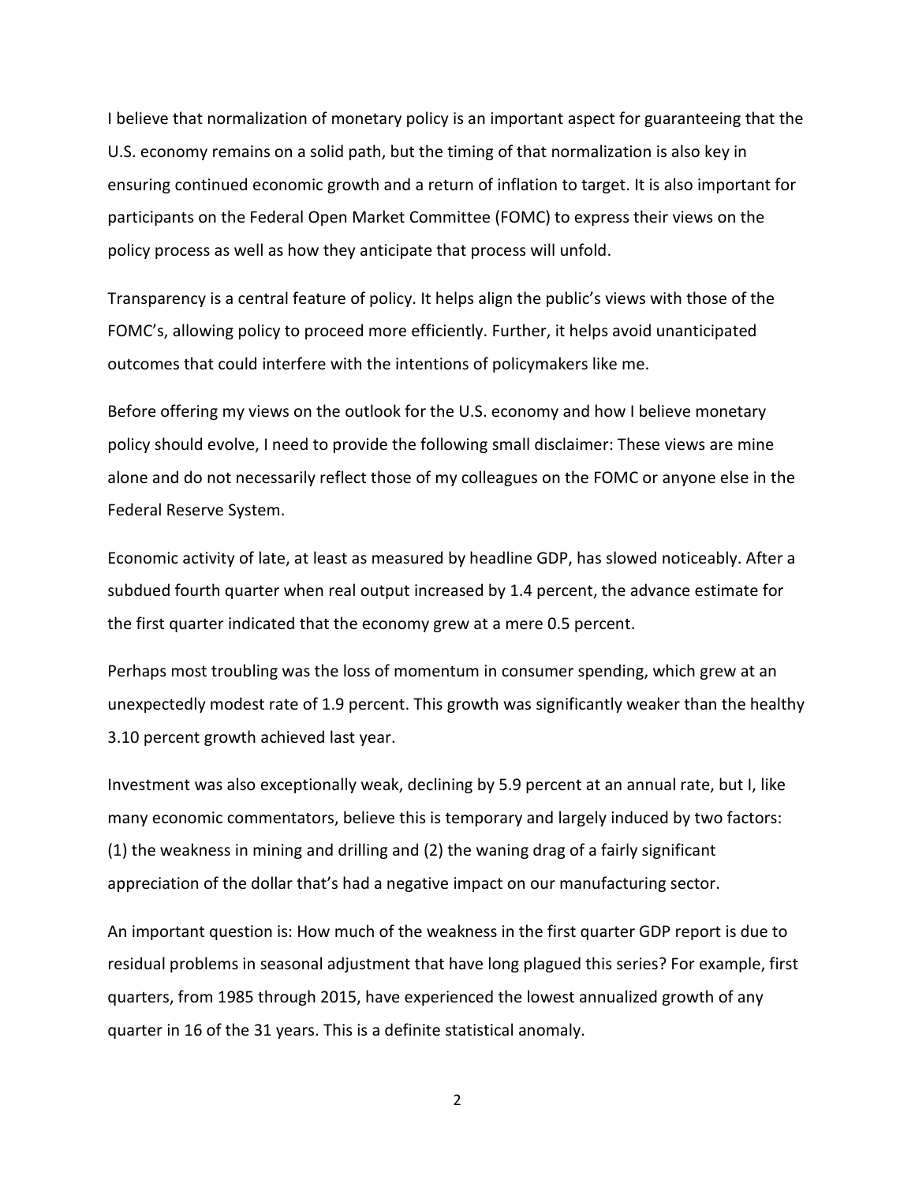I believe that normalization of monetary policy is an important aspect for guaranteeing that the U.S. economy remains on a solid path, but the timing of that normalization is also key in ensuring continued economic growth and a return of inflation to target. It is also important for participants on the Federal Open Market Committee (FOMC) to express their views on the policy process as well as how they anticipate that process will unfold.

Transparency is a central feature of policy. It helps align the public's views with those of the FOMC's, allowing policy to proceed more efficiently. Further, it helps avoid unanticipated outcomes that could interfere with the intentions of policymakers like me.

Before offering my views on the outlook for the U.S. economy and how I believe monetary policy should evolve, I need to provide the following small disclaimer: These views are mine alone and do not necessarily reflect those of my colleagues on the FOMC or anyone else in the Federal Reserve System.

Economic activity of late, at least as measured by headline GDP, has slowed noticeably. After a subdued fourth quarter when real output increased by 1.4 percent, the advance estimate for the first quarter indicated that the economy grew at a mere 0.5 percent.

Perhaps most troubling was the loss of momentum in consumer spending, which grew at an unexpectedly modest rate of 1.9 percent. This growth was significantly weaker than the healthy 3.10 percent growth achieved last year.

Investment was also exceptionally weak, declining by 5.9 percent at an annual rate, but I, like many economic commentators, believe this is temporary and largely induced by two factors: (1) the weakness in mining and drilling and (2) the waning drag of a fairly significant appreciation of the dollar that's had a negative impact on our manufacturing sector.

An important question is: How much of the weakness in the first quarter GDP report is due to residual problems in seasonal adjustment that have long plagued this series? For example, first quarters, from 1985 through 2015, have experienced the lowest annualized growth of any quarter in 16 of the 31 years. This is a definite statistical anomaly.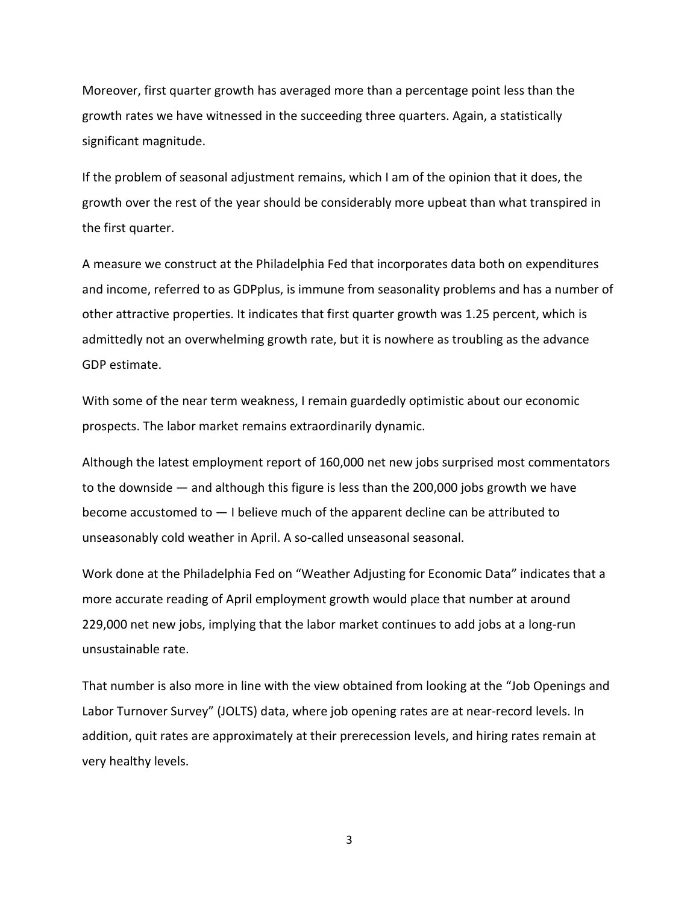Moreover, first quarter growth has averaged more than a percentage point less than the growth rates we have witnessed in the succeeding three quarters. Again, a statistically significant magnitude.

If the problem of seasonal adjustment remains, which I am of the opinion that it does, the growth over the rest of the year should be considerably more upbeat than what transpired in the first quarter.

A measure we construct at the Philadelphia Fed that incorporates data both on expenditures and income, referred to as GDPplus, is immune from seasonality problems and has a number of other attractive properties. It indicates that first quarter growth was 1.25 percent, which is admittedly not an overwhelming growth rate, but it is nowhere as troubling as the advance GDP estimate.

With some of the near term weakness, I remain guardedly optimistic about our economic prospects. The labor market remains extraordinarily dynamic.

Although the latest employment report of 160,000 net new jobs surprised most commentators to the downside — and although this figure is less than the 200,000 jobs growth we have become accustomed to — I believe much of the apparent decline can be attributed to unseasonably cold weather in April. A so-called unseasonal seasonal.

Work done at the Philadelphia Fed on "Weather Adjusting for Economic Data" indicates that a more accurate reading of April employment growth would place that number at around 229,000 net new jobs, implying that the labor market continues to add jobs at a long-run unsustainable rate.

That number is also more in line with the view obtained from looking at the "Job Openings and Labor Turnover Survey" (JOLTS) data, where job opening rates are at near-record levels. In addition, quit rates are approximately at their prerecession levels, and hiring rates remain at very healthy levels.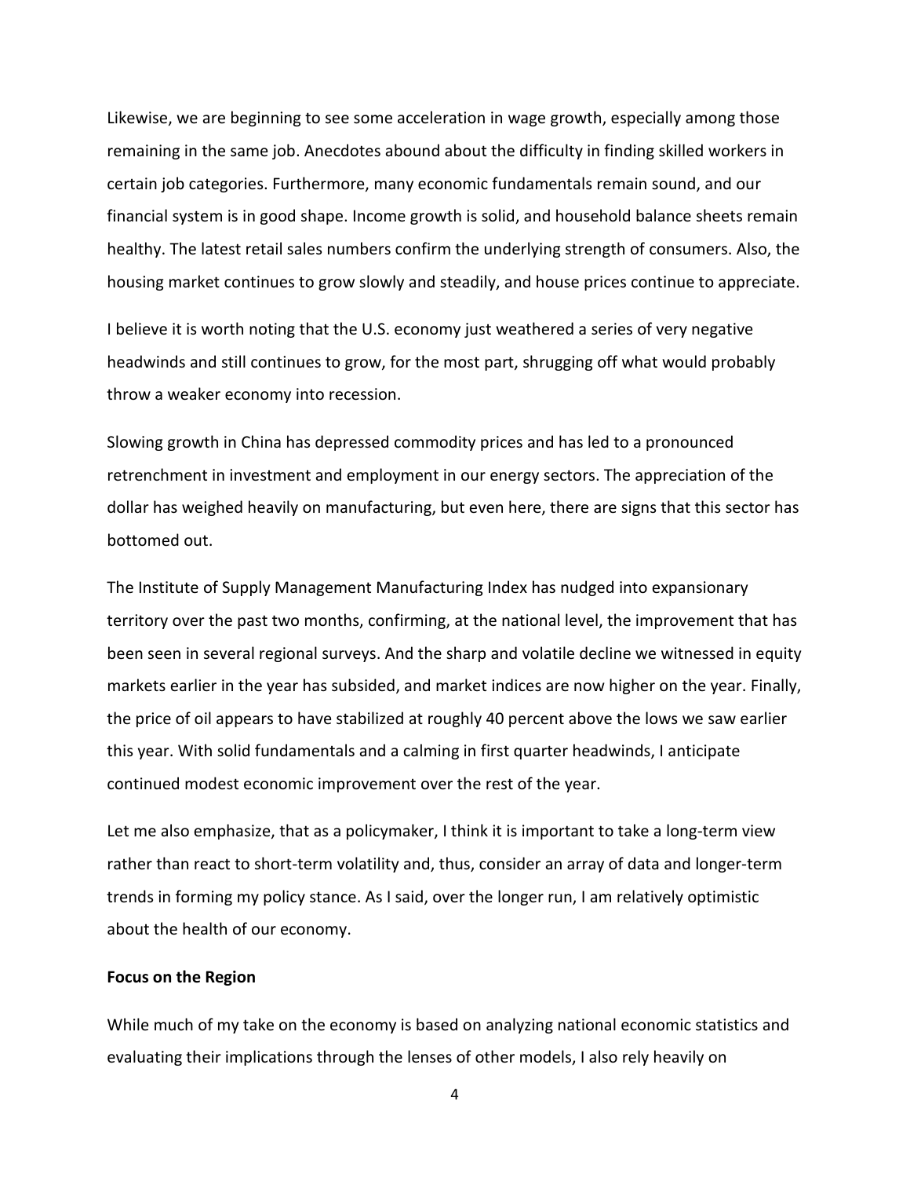Likewise, we are beginning to see some acceleration in wage growth, especially among those remaining in the same job. Anecdotes abound about the difficulty in finding skilled workers in certain job categories. Furthermore, many economic fundamentals remain sound, and our financial system is in good shape. Income growth is solid, and household balance sheets remain healthy. The latest retail sales numbers confirm the underlying strength of consumers. Also, the housing market continues to grow slowly and steadily, and house prices continue to appreciate.

I believe it is worth noting that the U.S. economy just weathered a series of very negative headwinds and still continues to grow, for the most part, shrugging off what would probably throw a weaker economy into recession.

Slowing growth in China has depressed commodity prices and has led to a pronounced retrenchment in investment and employment in our energy sectors. The appreciation of the dollar has weighed heavily on manufacturing, but even here, there are signs that this sector has bottomed out.

The Institute of Supply Management Manufacturing Index has nudged into expansionary territory over the past two months, confirming, at the national level, the improvement that has been seen in several regional surveys. And the sharp and volatile decline we witnessed in equity markets earlier in the year has subsided, and market indices are now higher on the year. Finally, the price of oil appears to have stabilized at roughly 40 percent above the lows we saw earlier this year. With solid fundamentals and a calming in first quarter headwinds, I anticipate continued modest economic improvement over the rest of the year.

Let me also emphasize, that as a policymaker, I think it is important to take a long-term view rather than react to short-term volatility and, thus, consider an array of data and longer-term trends in forming my policy stance. As I said, over the longer run, I am relatively optimistic about the health of our economy.

**Focus on the Region**

While much of my take on the economy is based on analyzing national economic statistics and evaluating their implications through the lenses of other models, I also rely heavily on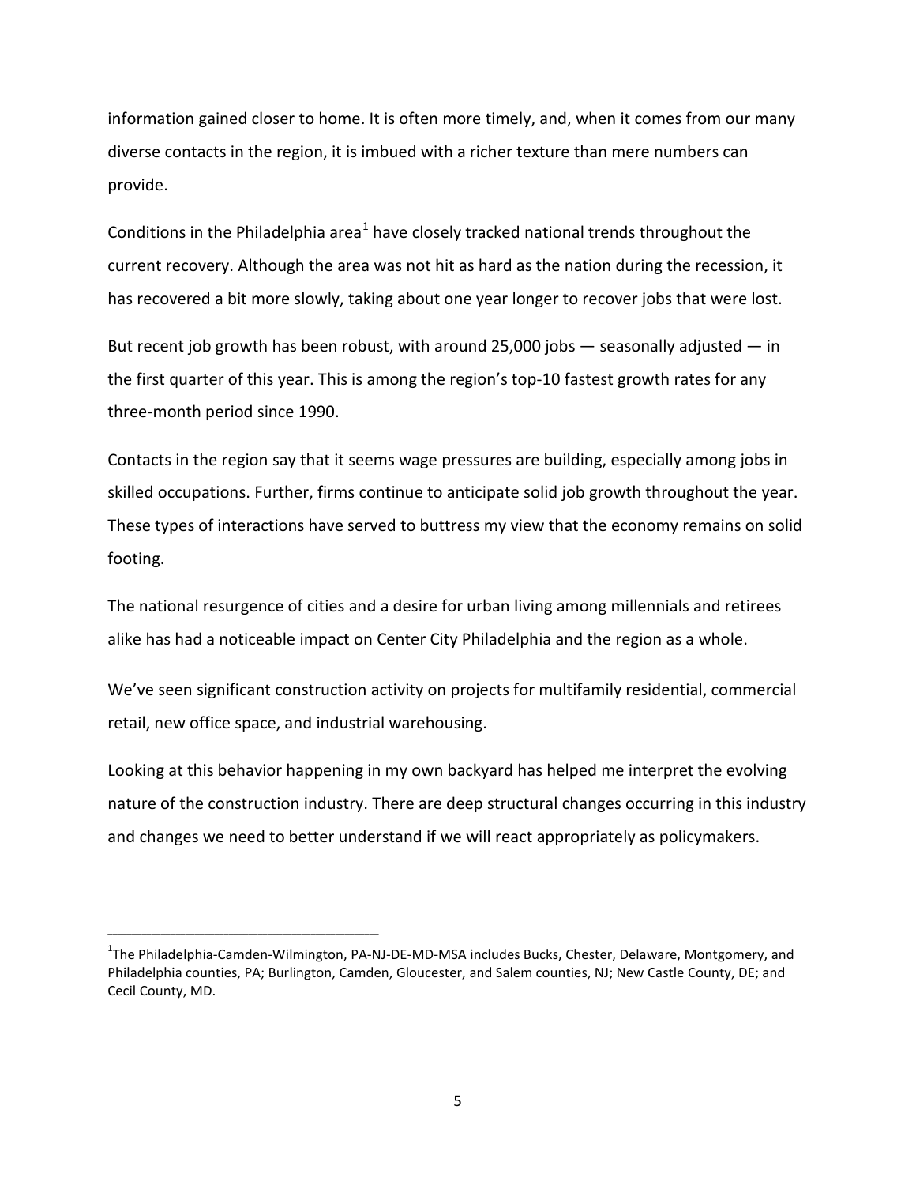information gained closer to home. It is often more timely, and, when it comes from our many diverse contacts in the region, it is imbued with a richer texture than mere numbers can provide.

Conditions in the Philadelphia area[1] have closely tracked national trends throughout the current recovery. Although the area was not hit as hard as the nation during the recession, it has recovered a bit more slowly, taking about one year longer to recover jobs that were lost.

But recent job growth has been robust, with around 25,000 jobs — seasonally adjusted — in the first quarter of this year. This is among the region's top-10 fastest growth rates for any three-month period since 1990.

Contacts in the region say that it seems wage pressures are building, especially among jobs in skilled occupations. Further, firms continue to anticipate solid job growth throughout the year. These types of interactions have served to buttress my view that the economy remains on solid footing.

The national resurgence of cities and a desire for urban living among millennials and retirees alike has had a noticeable impact on Center City Philadelphia and the region as a whole.

We've seen significant construction activity on projects for multifamily residential, commercial retail, new office space, and industrial warehousing.

Looking at this behavior happening in my own backyard has helped me interpret the evolving nature of the construction industry. There are deep structural changes occurring in this industry and changes we need to better understand if we will react appropriately as policymakers.

---

[1] The Philadelphia-Camden-Wilmington, PA-NJ-DE-MD-MSA includes Bucks, Chester, Delaware, Montgomery, and Philadelphia counties, PA; Burlington, Camden, Gloucester, and Salem counties, NJ; New Castle County, DE; and Cecil County, MD.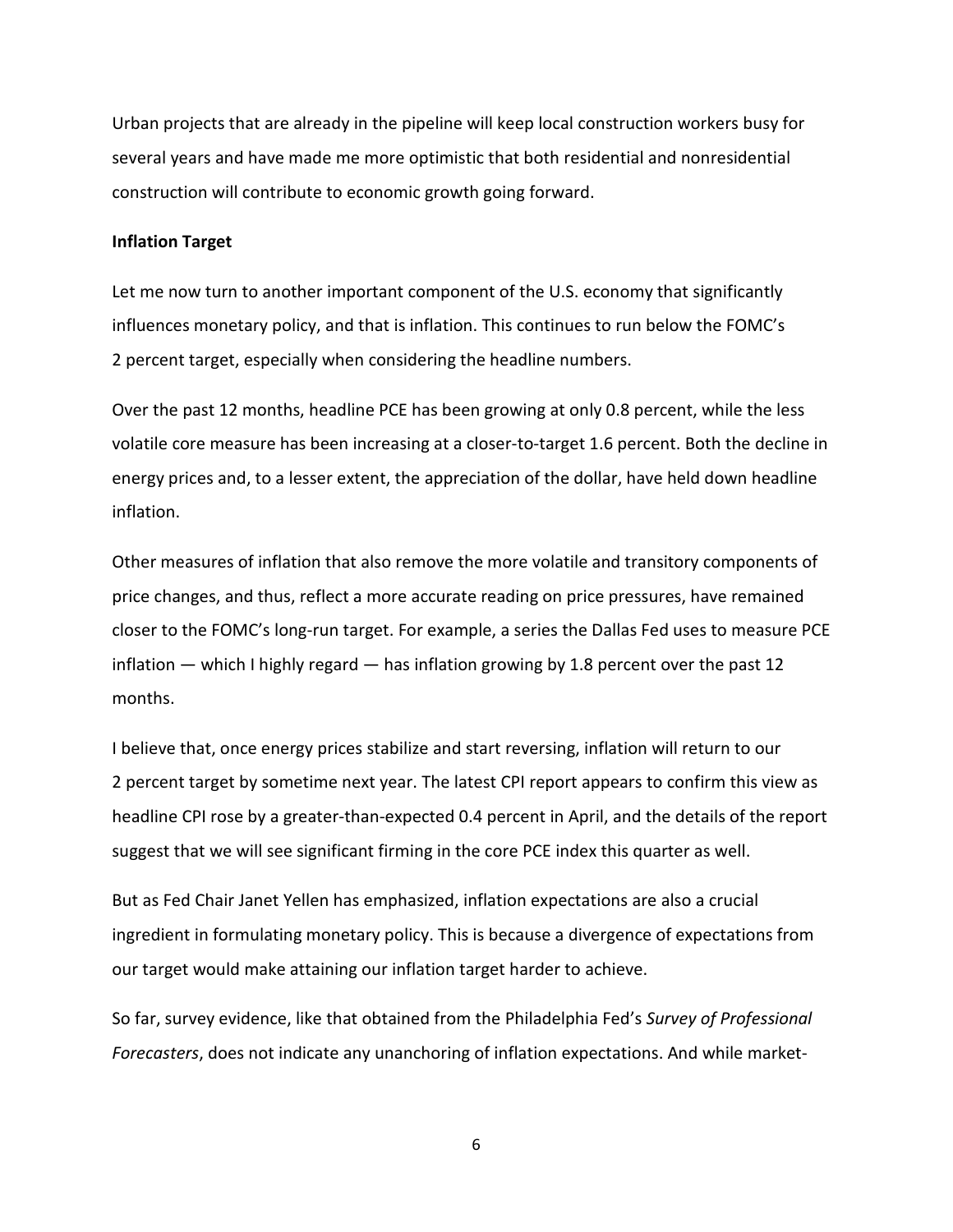Urban projects that are already in the pipeline will keep local construction workers busy for several years and have made me more optimistic that both residential and nonresidential construction will contribute to economic growth going forward.

**Inflation Target**

Let me now turn to another important component of the U.S. economy that significantly influences monetary policy, and that is inflation. This continues to run below the FOMC's 2 percent target, especially when considering the headline numbers.

Over the past 12 months, headline PCE has been growing at only 0.8 percent, while the less volatile core measure has been increasing at a closer-to-target 1.6 percent. Both the decline in energy prices and, to a lesser extent, the appreciation of the dollar, have held down headline inflation.

Other measures of inflation that also remove the more volatile and transitory components of price changes, and thus, reflect a more accurate reading on price pressures, have remained closer to the FOMC's long-run target. For example, a series the Dallas Fed uses to measure PCE inflation — which I highly regard — has inflation growing by 1.8 percent over the past 12 months.

I believe that, once energy prices stabilize and start reversing, inflation will return to our 2 percent target by sometime next year. The latest CPI report appears to confirm this view as headline CPI rose by a greater-than-expected 0.4 percent in April, and the details of the report suggest that we will see significant firming in the core PCE index this quarter as well.

But as Fed Chair Janet Yellen has emphasized, inflation expectations are also a crucial ingredient in formulating monetary policy. This is because a divergence of expectations from our target would make attaining our inflation target harder to achieve.

So far, survey evidence, like that obtained from the Philadelphia Fed's *Survey of Professional Forecasters*, does not indicate any unanchoring of inflation expectations. And while market-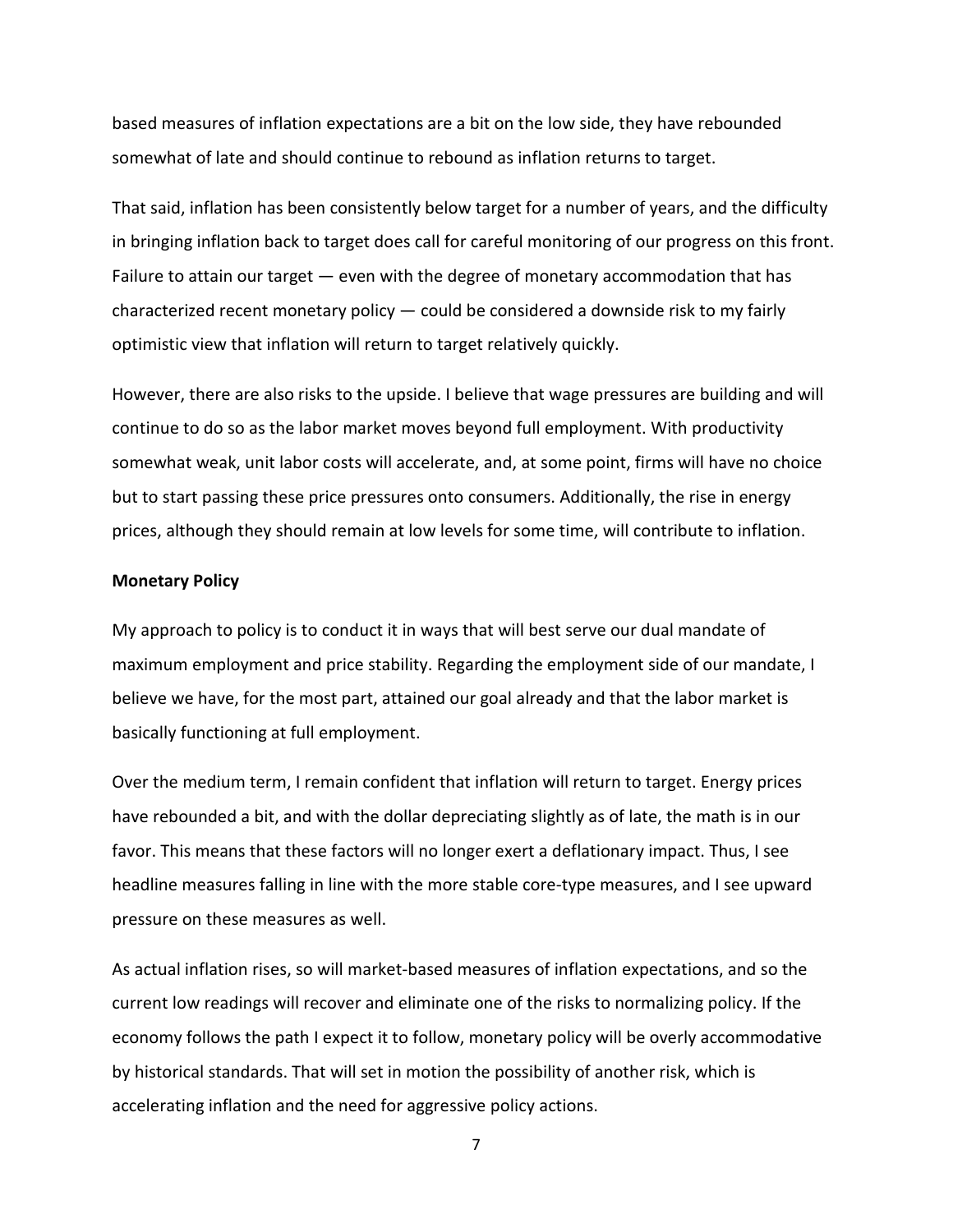based measures of inflation expectations are a bit on the low side, they have rebounded somewhat of late and should continue to rebound as inflation returns to target.

That said, inflation has been consistently below target for a number of years, and the difficulty in bringing inflation back to target does call for careful monitoring of our progress on this front. Failure to attain our target — even with the degree of monetary accommodation that has characterized recent monetary policy — could be considered a downside risk to my fairly optimistic view that inflation will return to target relatively quickly.

However, there are also risks to the upside. I believe that wage pressures are building and will continue to do so as the labor market moves beyond full employment. With productivity somewhat weak, unit labor costs will accelerate, and, at some point, firms will have no choice but to start passing these price pressures onto consumers. Additionally, the rise in energy prices, although they should remain at low levels for some time, will contribute to inflation.

**Monetary Policy**

My approach to policy is to conduct it in ways that will best serve our dual mandate of maximum employment and price stability. Regarding the employment side of our mandate, I believe we have, for the most part, attained our goal already and that the labor market is basically functioning at full employment.

Over the medium term, I remain confident that inflation will return to target. Energy prices have rebounded a bit, and with the dollar depreciating slightly as of late, the math is in our favor. This means that these factors will no longer exert a deflationary impact. Thus, I see headline measures falling in line with the more stable core-type measures, and I see upward pressure on these measures as well.

As actual inflation rises, so will market-based measures of inflation expectations, and so the current low readings will recover and eliminate one of the risks to normalizing policy. If the economy follows the path I expect it to follow, monetary policy will be overly accommodative by historical standards. That will set in motion the possibility of another risk, which is accelerating inflation and the need for aggressive policy actions.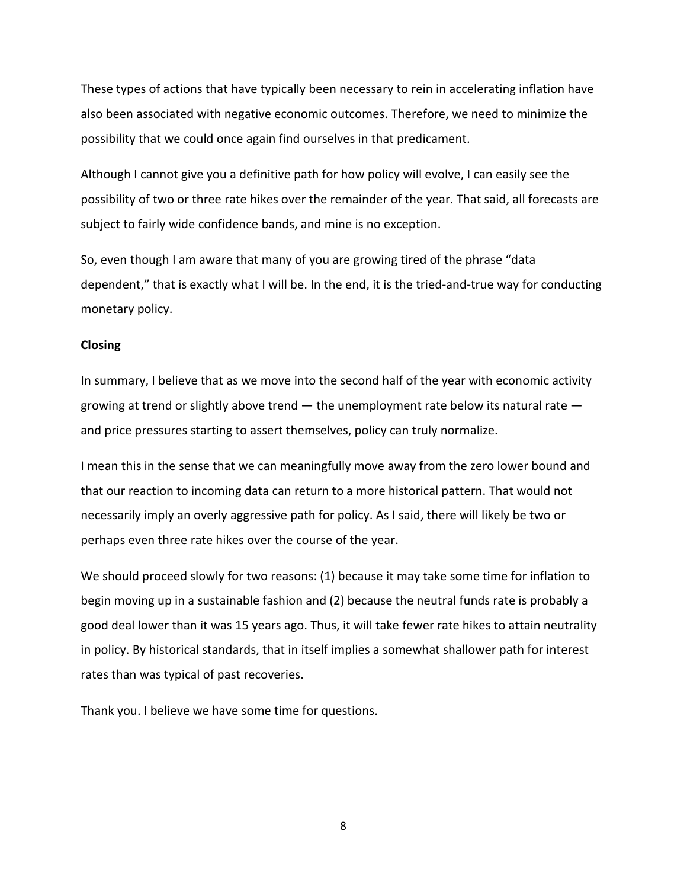These types of actions that have typically been necessary to rein in accelerating inflation have also been associated with negative economic outcomes. Therefore, we need to minimize the possibility that we could once again find ourselves in that predicament.

Although I cannot give you a definitive path for how policy will evolve, I can easily see the possibility of two or three rate hikes over the remainder of the year. That said, all forecasts are subject to fairly wide confidence bands, and mine is no exception.

So, even though I am aware that many of you are growing tired of the phrase "data dependent," that is exactly what I will be. In the end, it is the tried-and-true way for conducting monetary policy.

**Closing**

In summary, I believe that as we move into the second half of the year with economic activity growing at trend or slightly above trend — the unemployment rate below its natural rate — and price pressures starting to assert themselves, policy can truly normalize.

I mean this in the sense that we can meaningfully move away from the zero lower bound and that our reaction to incoming data can return to a more historical pattern. That would not necessarily imply an overly aggressive path for policy. As I said, there will likely be two or perhaps even three rate hikes over the course of the year.

We should proceed slowly for two reasons: (1) because it may take some time for inflation to begin moving up in a sustainable fashion and (2) because the neutral funds rate is probably a good deal lower than it was 15 years ago. Thus, it will take fewer rate hikes to attain neutrality in policy. By historical standards, that in itself implies a somewhat shallower path for interest rates than was typical of past recoveries.

Thank you. I believe we have some time for questions.